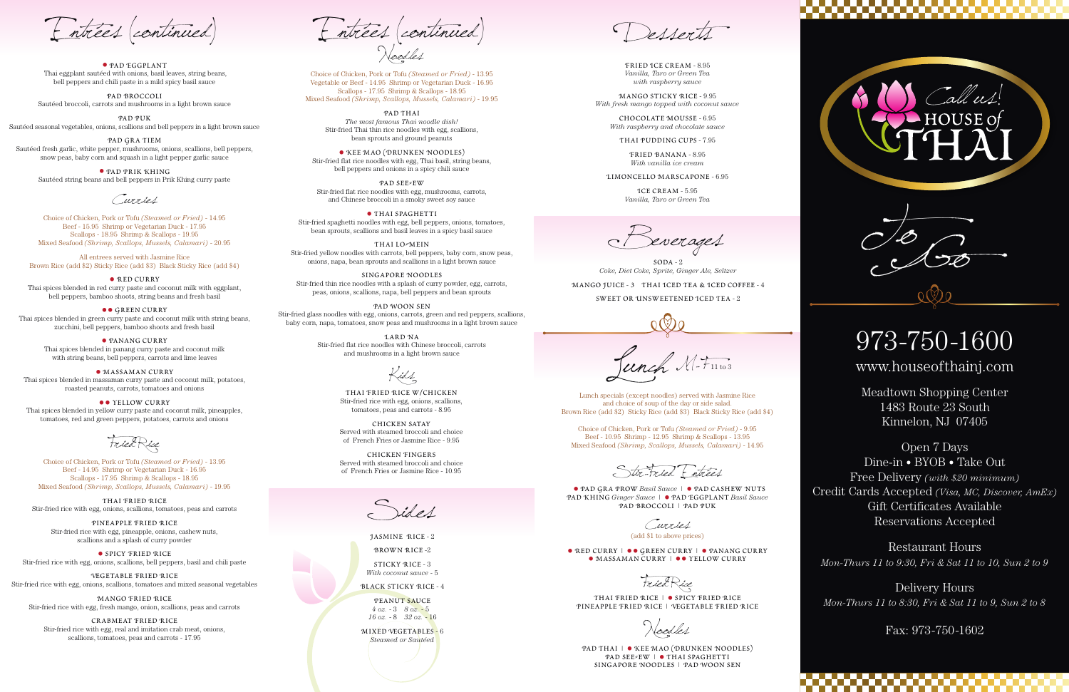## Entrées (continued)

● PAD EGGPLANT
Thai eggplant sautéed with onions, basil leaves, string beans, bell peppers and chili paste in a mild spicy basil sauce

PAD BROCCOLI
Sautéed broccoli, carrots and mushrooms in a light brown sauce

PAD PUK
Sautéed seasonal vegetables, onions, scallions and bell peppers in a light brown sauce

PAD GRA TIEM
Sautéed fresh garlic, white pepper, mushrooms, onions, scallions, bell peppers, snow peas, baby corn and squash in a light pepper garlic sauce

● PAD PRIK KHING
Sautéed string beans and bell peppers in Prik Khing curry paste

### Curries

Choice of Chicken, Pork or Tofu *(Steamed or Fried)* - 14.95
Beef - 15.95 Shrimp or Vegetarian Duck - 17.95
Scallops - 18.95 Shrimp & Scallops - 19.95
Mixed Seafood *(Shrimp, Scallops, Mussels, Calamari)* - 20.95

All entrees served with Jasmine Rice
Brown Rice (add $2) Sticky Rice (add $3) Black Sticky Rice (add $4)

● RED CURRY
Thai spices blended in red curry paste and coconut milk with eggplant, bell peppers, bamboo shoots, string beans and fresh basil

●● GREEN CURRY
Thai spices blended in green curry paste and coconut milk with string beans, zucchini, bell peppers, bamboo shoots and fresh basil

● PANANG CURRY
Thai spices blended in panang curry paste and coconut milk with string beans, bell peppers, carrots and lime leaves

● MASSAMAN CURRY
Thai spices blended in massaman curry paste and coconut milk, potatoes, roasted peanuts, carrots, tomatoes and onions

●● YELLOW CURRY
Thai spices blended in yellow curry paste and coconut milk, pineapples, tomatoes, red and green peppers, potatoes, carrots and onions

### Fried Rice

Choice of Chicken, Pork or Tofu *(Steamed or Fried)* - 13.95
Beef - 14.95 Shrimp or Vegetarian Duck - 16.95
Scallops - 17.95 Shrimp & Scallops - 18.95
Mixed Seafood *(Shrimp, Scallops, Mussels, Calamari)* - 19.95

THAI FRIED RICE
Stir-fried rice with egg, onions, scallions, tomatoes, peas and carrots

PINEAPPLE FRIED RICE
Stir-fried rice with egg, pineapple, onions, cashew nuts, scallions and a splash of curry powder

● SPICY FRIED RICE
Stir-fried rice with egg, onions, scallions, bell peppers, basil and chili paste

VEGETABLE FRIED RICE
Stir-fried rice with egg, onions, scallions, tomatoes and mixed seasonal vegetables

MANGO FRIED RICE
Stir-fried rice with egg, fresh mango, onion, scallions, peas and carrots

CRABMEAT FRIED RICE
Stir-fried rice with egg, real and imitation crab meat, onions, scallions, tomatoes, peas and carrots - 17.95

## Entrées (continued)

### Noodles

Choice of Chicken, Pork or Tofu *(Steamed or Fried)* - 13.95
Vegetable or Beef - 14.95 Shrimp or Vegetarian Duck - 16.95
Scallops - 17.95 Shrimp & Scallops - 18.95
Mixed Seafood *(Shrimp, Scallops, Mussels, Calamari)* - 19.95

PAD THAI
*The most famous Thai noodle dish!*
Stir-fried Thai thin rice noodles with egg, scallions, bean sprouts and ground peanuts

● KEE MAO (DRUNKEN NOODLES)
Stir-fried flat rice noodles with egg, Thai basil, string beans, bell peppers and onions in a spicy chili sauce

PAD SEE-EW
Stir-fried flat rice noodles with egg, mushrooms, carrots, and Chinese broccoli in a smoky sweet soy sauce

● THAI SPAGHETTI
Stir-fried spaghetti noodles with egg, bell peppers, onions, tomatoes, bean sprouts, scallions and basil leaves in a spicy basil sauce

THAI LO-MEIN
Stir-fried yellow noodles with carrots, bell peppers, baby corn, snow peas, onions, napa, bean sprouts and scallions in a light brown sauce

SINGAPORE NOODLES
Stir-fried thin rice noodles with a splash of curry powder, egg, carrots, peas, onions, scallions, napa, bell peppers and bean sprouts

PAD WOON SEN
Stir-fried glass noodles with egg, onions, carrots, green and red peppers, scallions, baby corn, napa, tomatoes, snow peas and mushrooms in a light brown sauce

LARD NA
Stir-fried flat rice noodles with Chinese broccoli, carrots and mushrooms in a light brown sauce

### Kids

THAI FRIED RICE W/CHICKEN
Stir-fried rice with egg, onions, scallions, tomatoes, peas and carrots - 8.95

CHICKEN SATAY
Served with steamed broccoli and choice of French Fries or Jasmine Rice - 9.95

CHICKEN FINGERS
Served with steamed broccoli and choice of French Fries or Jasmine Rice - 10.95

## Sides

JASMINE RICE - 2

BROWN RICE -2

STICKY RICE - 3
*With coconut sauce* - 5

BLACK STICKY RICE - 4

PEANUT SAUCE
*4 oz.* - 3 *8 oz.* - 5
*16 oz.* - 8 *32 oz.* - 16

MIXED VEGETABLES - 6
*Steamed or Sautéed*

## Desserts

FRIED ICE CREAM - 8.95
*Vanilla, Taro or Green Tea with raspberry sauce*

MANGO STICKY RICE - 9.95
*With fresh mango topped with coconut sauce*

CHOCOLATE MOUSSE - 6.95
*With raspberry and chocolate sauce*

THAI PUDDING CUPS - 7.95

FRIED BANANA - 8.95
*With vanilla ice cream*

LIMONCELLO MARSCAPONE - 6.95

ICE CREAM - 5.95
*Vanilla, Taro or Green Tea*

## Beverages

SODA - 2
*Coke, Diet Coke, Sprite, Ginger Ale, Seltzer*

MANGO JUICE - 3 THAI ICED TEA & ICED COFFEE - 4

SWEET OR UNSWEETENED ICED TEA - 2

## Lunch M-F 11 to 3

Lunch specials (except noodles) served with Jasmine Rice and choice of soup of the day or side salad.
Brown Rice (add $2) Sticky Rice (add $3) Black Sticky Rice (add $4)

Choice of Chicken, Pork or Tofu *(Steamed or Fried)* - 9.95
Beef - 10.95 Shrimp - 12.95 Shrimp & Scallops - 13.95
Mixed Seafood *(Shrimp, Scallops, Mussels, Calamari)* - 14.95

### Stir-Fried Entrées

● PAD GRA PROW *Basil Sauce* | ● PAD CASHEW NUTS
PAD KHING *Ginger Sauce* | ● PAD EGGPLANT *Basil Sauce*
PAD BROCCOLI | PAD PUK

### Curries

(add $1 to above prices)

● RED CURRY | ●● GREEN CURRY | ● PANANG CURRY
● MASSAMAN CURRY | ●● YELLOW CURRY

### Fried Rice

THAI FRIED RICE | ● SPICY FRIED RICE
PINEAPPLE FRIED RICE | VEGETABLE FRIED RICE

### Noodles

PAD THAI | ● KEE MAO (DRUNKEN NOODLES)
PAD SEE-EW | ● THAI SPAGHETTI
SINGAPORE NOODLES | PAD WOON SEN

# Call us! HOUSE of THAI

## To Go

# 973-750-1600

www.houseofthainj.com

Meadtown Shopping Center
1483 Route 23 South
Kinnelon, NJ 07405

Open 7 Days
Dine-in • BYOB • Take Out
Free Delivery *(with $20 minimum)*
Credit Cards Accepted *(Visa, MC, Discover, AmEx)*
Gift Certificates Available
Reservations Accepted

Restaurant Hours
*Mon-Thurs 11 to 9:30, Fri & Sat 11 to 10, Sun 2 to 9*

Delivery Hours
*Mon-Thurs 11 to 8:30, Fri & Sat 11 to 9, Sun 2 to 8*

Fax: 973-750-1602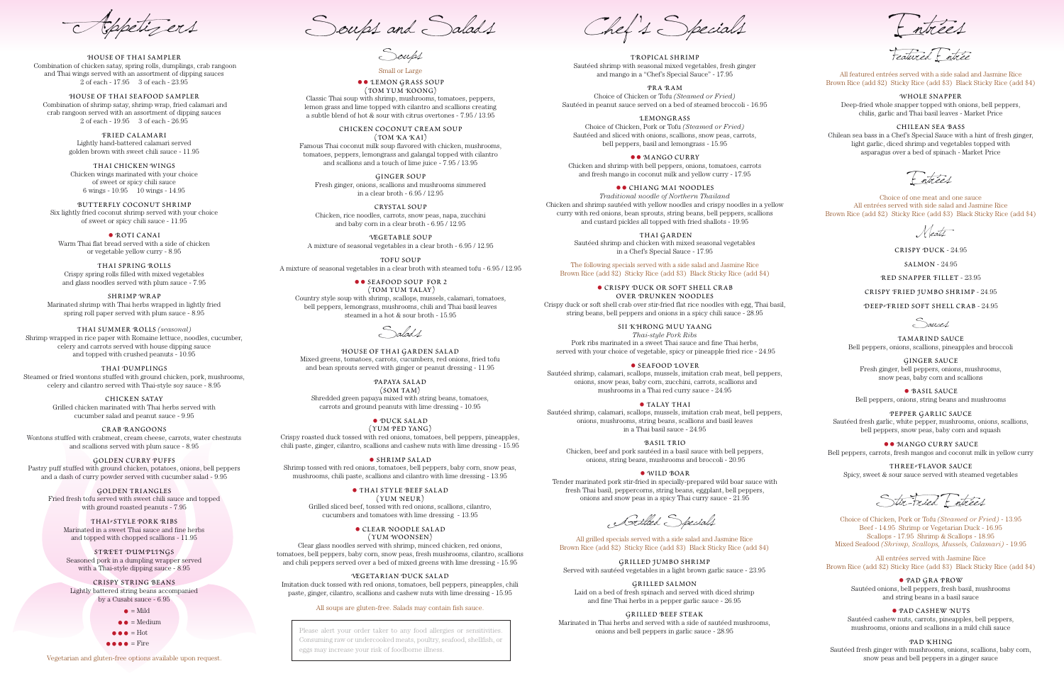# Appetizers

**HOUSE OF THAI SAMPLER**
Combination of chicken satay, spring rolls, dumplings, crab rangoon and Thai wings served with an assortment of dipping sauces
2 of each - 17.95 3 of each - 23.95

**HOUSE OF THAI SEAFOOD SAMPLER**
Combination of shrimp satay, shrimp wrap, fried calamari and crab rangoon served with an assortment of dipping sauces
2 of each - 19.95 3 of each - 26.95

**FRIED CALAMARI**
Lightly hand-battered calamari served golden brown with sweet chili sauce - 11.95

**THAI CHICKEN WINGS**
Chicken wings marinated with your choice of sweet or spicy chili sauce
6 wings - 10.95 10 wings - 14.95

**BUTTERFLY COCONUT SHRIMP**
Six lightly fried coconut shrimp served with your choice of sweet or spicy chili sauce - 11.95

● **ROTI CANAI**
Warm Thai flat bread served with a side of chicken or vegetable yellow curry - 8.95

**THAI SPRING ROLLS**
Crispy spring rolls filled with mixed vegetables and glass noodles served with plum sauce - 7.95

**SHRIMP WRAP**
Marinated shrimp with Thai herbs wrapped in lightly fried spring roll paper served with plum sauce - 8.95

**THAI SUMMER ROLLS** *(seasonal)*
Shrimp wrapped in rice paper with Romaine lettuce, noodles, cucumber, celery and carrots served with house dipping sauce and topped with crushed peanuts - 10.95

**THAI DUMPLINGS**
Steamed or fried wontons stuffed with ground chicken, pork, mushrooms, celery and cilantro served with Thai-style soy sauce - 8.95

**CHICKEN SATAY**
Grilled chicken marinated with Thai herbs served with cucumber salad and peanut sauce - 9.95

**CRAB RANGOONS**
Wontons stuffed with crabmeat, cream cheese, carrots, water chestnuts and scallions served with plum sauce - 8.95

**GOLDEN CURRY PUFFS**
Pastry puff stuffed with ground chicken, potatoes, onions, bell peppers and a dash of curry powder served with cucumber salad - 9.95

**GOLDEN TRIANGLES**
Fried fresh tofu served with sweet chili sauce and topped with ground roasted peanuts - 7.95

**THAI-STYLE PORK RIBS**
Marinated in a sweet Thai sauce and fine herbs and topped with chopped scallions - 11.95

**STREET DUMPLINGS**
Seasoned pork in a dumpling wrapper served with a Thai-style dipping sauce - 8.95

**CRISPY STRING BEANS**
Lightly battered string beans accompanied by a Cusabi sauce - 6.95

● = Mild
●● = Medium
●●● = Hot
●●●● = Fire

Vegetarian and gluten-free options available upon request.

# Soups and Salads

## Soups

Small or Large

●● **LEMON GRASS SOUP (TOM YUM KOONG)**
Classic Thai soup with shrimp, mushrooms, tomatoes, peppers, lemon grass and lime topped with cilantro and scallions creating a subtle blend of hot & sour with citrus overtones - 7.95 / 13.95

**CHICKEN COCONUT CREAM SOUP (TOM KA KAI)**
Famous Thai coconut milk soup flavored with chicken, mushrooms, tomatoes, peppers, lemongrass and galangal topped with cilantro and scallions and a touch of lime juice - 7.95 / 13.95

**GINGER SOUP**
Fresh ginger, onions, scallions and mushrooms simmered in a clear broth - 6.95 / 12.95

**CRYSTAL SOUP**
Chicken, rice noodles, carrots, snow peas, napa, zucchini and baby corn in a clear broth - 6.95 / 12.95

**VEGETABLE SOUP**
A mixture of seasonal vegetables in a clear broth - 6.95 / 12.95

**TOFU SOUP**
A mixture of seasonal vegetables in a clear broth with steamed tofu - 6.95 / 12.95

●● **SEAFOOD SOUP FOR 2 (TOM YUM TALAY)**
Country style soup with shrimp, scallops, mussels, calamari, tomatoes, bell peppers, lemongrass, mushrooms, chili and Thai basil leaves steamed in a hot & sour broth - 15.95

## Salads

**HOUSE OF THAI GARDEN SALAD**
Mixed greens, tomatoes, carrots, cucumbers, red onions, fried tofu and bean sprouts served with ginger or peanut dressing - 11.95

**PAPAYA SALAD (SOM TAM)**
Shredded green papaya mixed with string beans, tomatoes, carrots and ground peanuts with lime dressing - 10.95

● **DUCK SALAD (YUM PED YANG)**
Crispy roasted duck tossed with red onions, tomatoes, bell peppers, pineapples, chili paste, ginger, cilantro, scallions and cashew nuts with lime dressing - 15.95

● **SHRIMP SALAD**
Shrimp tossed with red onions, tomatoes, bell peppers, baby corn, snow peas, mushrooms, chili paste, scallions and cilantro with lime dressing - 13.95

● **THAI STYLE BEEF SALAD (YUM NEUR)**
Grilled sliced beef, tossed with red onions, scallions, cilantro, cucumbers and tomatoes with lime dressing - 13.95

● **CLEAR NOODLE SALAD (YUM WOONSEN)**
Clear glass noodles served with shrimp, minced chicken, red onions, tomatoes, bell peppers, baby corn, snow peas, fresh mushrooms, cilantro, scallions and chili peppers served over a bed of mixed greens with lime dressing - 15.95

**VEGETARIAN DUCK SALAD**
Imitation duck tossed with red onions, tomatoes, bell peppers, pineapples, chili paste, ginger, cilantro, scallions and cashew nuts with lime dressing - 15.95

All soups are gluten-free. Salads may contain fish sauce.

Please alert your order taker to any food allergies or sensitivities. Consuming raw or undercooked meats, poultry, seafood, shellfish, or eggs may increase your risk of foodborne illness.

# Chef's Specials

**TROPICAL SHRIMP**
Sautéed shrimp with seasonal mixed vegetables, fresh ginger and mango in a "Chef's Special Sauce" - 17.95

**PRA RAM**
Choice of Chicken or Tofu *(Steamed or Fried)*
Sautéed in peanut sauce served on a bed of steamed broccoli - 16.95

**LEMONGRASS**
Choice of Chicken, Pork or Tofu *(Steamed or Fried)*
Sautéed and sliced with onions, scallions, snow peas, carrots, bell peppers, basil and lemongrass - 15.95

●● **MANGO CURRY**
Chicken and shrimp with bell peppers, onions, tomatoes, carrots and fresh mango in coconut milk and yellow curry - 17.95

●● **CHIANG MAI NOODLES**
*Traditional noodle of Northern Thailand*
Chicken and shrimp sautéed with yellow noodles and crispy noodles in a yellow curry with red onions, bean sprouts, string beans, bell peppers, scallions and custard pickles all topped with fried shallots - 19.95

**THAI GARDEN**
Sautéed shrimp and chicken with mixed seasonal vegetables in a Chef's Special Sauce - 17.95

The following specials served with a side salad and Jasmine Rice
Brown Rice (add $2) Sticky Rice (add $3) Black Sticky Rice (add $4)

● **CRISPY DUCK OR SOFT SHELL CRAB OVER DRUNKEN NOODLES**
Crispy duck or soft shell crab over stir-fried flat rice noodles with egg, Thai basil, string beans, bell peppers and onions in a spicy chili sauce - 28.95

**SII KHRONG MUU YAANG**
*Thai-style Pork Ribs*
Pork ribs marinated in a sweet Thai sauce and fine Thai herbs, served with your choice of vegetable, spicy or pineapple fried rice - 24.95

● **SEAFOOD LOVER**
Sautéed shrimp, calamari, scallops, mussels, imitation crab meat, bell peppers, onions, snow peas, baby corn, zucchini, carrots, scallions and mushrooms in a Thai red curry sauce - 24.95

● **TALAY THAI**
Sautéed shrimp, calamari, scallops, mussels, imitation crab meat, bell peppers, onions, mushrooms, string beans, scallions and basil leaves in a Thai basil sauce - 24.95

**BASIL TRIO**
Chicken, beef and pork sautéed in a basil sauce with bell peppers, onions, string beans, mushrooms and broccoli - 20.95

● **WILD BOAR**
Tender marinated pork stir-fried in specially-prepared wild boar sauce with fresh Thai basil, peppercorns, string beans, eggplant, bell peppers, onions and snow peas in a spicy Thai curry sauce - 21.95

## Grilled Specials

All grilled specials served with a side salad and Jasmine Rice
Brown Rice (add $2) Sticky Rice (add $3) Black Sticky Rice (add $4)

**GRILLED JUMBO SHRIMP**
Served with sautéed vegetables in a light brown garlic sauce - 23.95

**GRILLED SALMON**
Laid on a bed of fresh spinach and served with diced shrimp and fine Thai herbs in a pepper garlic sauce - 26.95

**GRILLED BEEF STEAK**
Marinated in Thai herbs and served with a side of sautéed mushrooms, onions and bell peppers in garlic sauce - 28.95

# Entrées

## Featured Entrée

All featured entrées served with a side salad and Jasmine Rice
Brown Rice (add $2) Sticky Rice (add $3) Black Sticky Rice (add $4)

**WHOLE SNAPPER**
Deep-fried whole snapper topped with onions, bell peppers, chilis, garlic and Thai basil leaves - Market Price

**CHILEAN SEA BASS**
Chilean sea bass in a Chef's Special Sauce with a hint of fresh ginger, light garlic, diced shrimp and vegetables topped with asparagus over a bed of spinach - Market Price

## Entrées

Choice of one meat and one sauce
All entrées served with side salad and Jasmine Rice
Brown Rice (add $2) Sticky Rice (add $3) Black Sticky Rice (add $4)

### Meats

CRISPY DUCK - 24.95

SALMON - 24.95

RED SNAPPER FILLET - 23.95

CRISPY FRIED JUMBO SHRIMP - 24.95

DEEP-FRIED SOFT SHELL CRAB - 24.95

### Sauces

**TAMARIND SAUCE**
Bell peppers, onions, scallions, pineapples and broccoli

**GINGER SAUCE**
Fresh ginger, bell peppers, onions, mushrooms, snow peas, baby corn and scallions

● **BASIL SAUCE**
Bell peppers, onions, string beans and mushrooms

**PEPPER GARLIC SAUCE**
Sautéed fresh garlic, white pepper, mushrooms, onions, scallions, bell peppers, snow peas, baby corn and squash

●● **MANGO CURRY SAUCE**
Bell peppers, carrots, fresh mangos and coconut milk in yellow curry

**THREE-FLAVOR SAUCE**
Spicy, sweet & sour sauce served with steamed vegetables

## Stir-Fried Entrées

Choice of Chicken, Pork or Tofu *(Steamed or Fried)* - 13.95
Beef - 14.95 Shrimp or Vegetarian Duck - 16.95
Scallops - 17.95 Shrimp & Scallops - 18.95
Mixed Seafood *(Shrimp, Scallops, Mussels, Calamari)* - 19.95

All entrées served with Jasmine Rice
Brown Rice (add $2) Sticky Rice (add $3) Black Sticky Rice (add $4)

● **PAD GRA PROW**
Sautéed onions, bell peppers, fresh basil, mushrooms and string beans in a basil sauce

● **PAD CASHEW NUTS**
Sautéed cashew nuts, carrots, pineapples, bell peppers, mushrooms, onions and scallions in a mild chili sauce

**PAD KHING**
Sautéed fresh ginger with mushrooms, onions, scallions, baby corn, snow peas and bell peppers in a ginger sauce